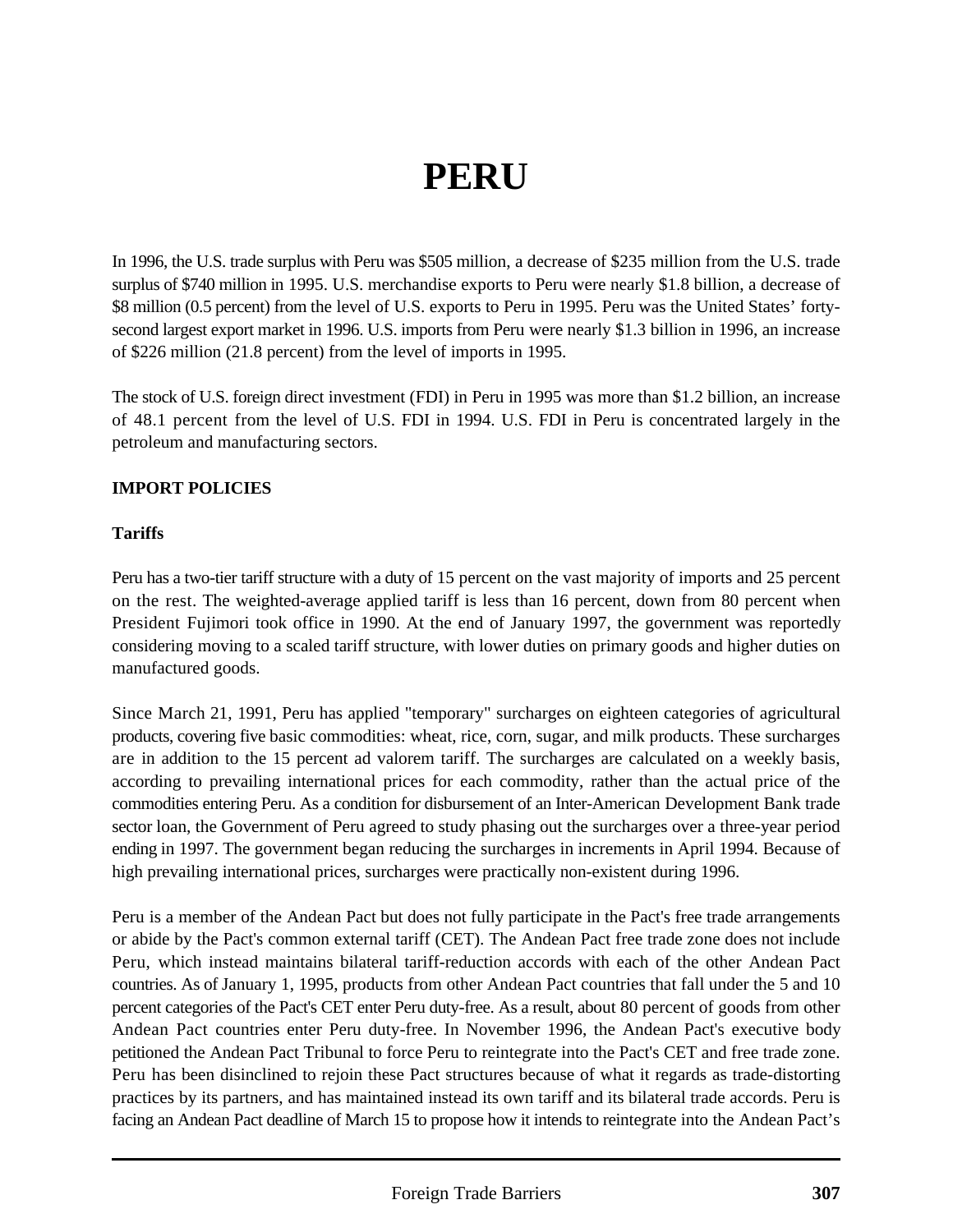# PERU

In 1996, the U.S. trade surplus with Peru was $505 million, a decrease of $235 million from the U.S. trade surplus of $740 million in 1995. U.S. merchandise exports to Peru were nearly $1.8 billion, a decrease of $8 million (0.5 percent) from the level of U.S. exports to Peru in 1995. Peru was the United States' forty-second largest export market in 1996. U.S. imports from Peru were nearly $1.3 billion in 1996, an increase of $226 million (21.8 percent) from the level of imports in 1995.

The stock of U.S. foreign direct investment (FDI) in Peru in 1995 was more than $1.2 billion, an increase of 48.1 percent from the level of U.S. FDI in 1994. U.S. FDI in Peru is concentrated largely in the petroleum and manufacturing sectors.

## IMPORT POLICIES

### Tariffs

Peru has a two-tier tariff structure with a duty of 15 percent on the vast majority of imports and 25 percent on the rest. The weighted-average applied tariff is less than 16 percent, down from 80 percent when President Fujimori took office in 1990. At the end of January 1997, the government was reportedly considering moving to a scaled tariff structure, with lower duties on primary goods and higher duties on manufactured goods.

Since March 21, 1991, Peru has applied "temporary" surcharges on eighteen categories of agricultural products, covering five basic commodities: wheat, rice, corn, sugar, and milk products. These surcharges are in addition to the 15 percent ad valorem tariff. The surcharges are calculated on a weekly basis, according to prevailing international prices for each commodity, rather than the actual price of the commodities entering Peru. As a condition for disbursement of an Inter-American Development Bank trade sector loan, the Government of Peru agreed to study phasing out the surcharges over a three-year period ending in 1997. The government began reducing the surcharges in increments in April 1994. Because of high prevailing international prices, surcharges were practically non-existent during 1996.

Peru is a member of the Andean Pact but does not fully participate in the Pact's free trade arrangements or abide by the Pact's common external tariff (CET). The Andean Pact free trade zone does not include Peru, which instead maintains bilateral tariff-reduction accords with each of the other Andean Pact countries. As of January 1, 1995, products from other Andean Pact countries that fall under the 5 and 10 percent categories of the Pact's CET enter Peru duty-free. As a result, about 80 percent of goods from other Andean Pact countries enter Peru duty-free. In November 1996, the Andean Pact's executive body petitioned the Andean Pact Tribunal to force Peru to reintegrate into the Pact's CET and free trade zone. Peru has been disinclined to rejoin these Pact structures because of what it regards as trade-distorting practices by its partners, and has maintained instead its own tariff and its bilateral trade accords. Peru is facing an Andean Pact deadline of March 15 to propose how it intends to reintegrate into the Andean Pact's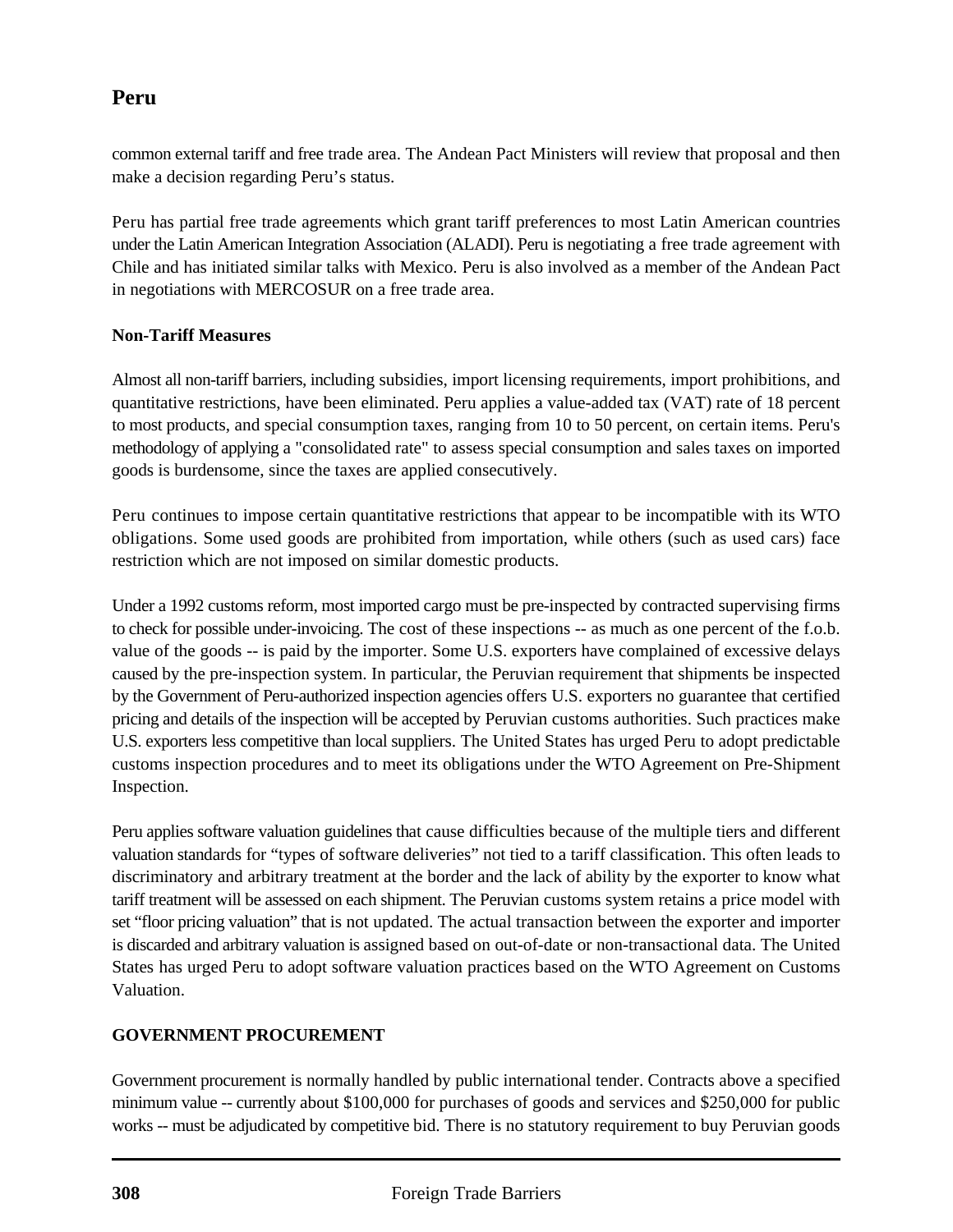common external tariff and free trade area. The Andean Pact Ministers will review that proposal and then make a decision regarding Peru's status.

Peru has partial free trade agreements which grant tariff preferences to most Latin American countries under the Latin American Integration Association (ALADI). Peru is negotiating a free trade agreement with Chile and has initiated similar talks with Mexico. Peru is also involved as a member of the Andean Pact in negotiations with MERCOSUR on a free trade area.

**Non-Tariff Measures**

Almost all non-tariff barriers, including subsidies, import licensing requirements, import prohibitions, and quantitative restrictions, have been eliminated. Peru applies a value-added tax (VAT) rate of 18 percent to most products, and special consumption taxes, ranging from 10 to 50 percent, on certain items. Peru's methodology of applying a "consolidated rate" to assess special consumption and sales taxes on imported goods is burdensome, since the taxes are applied consecutively.

Peru continues to impose certain quantitative restrictions that appear to be incompatible with its WTO obligations. Some used goods are prohibited from importation, while others (such as used cars) face restriction which are not imposed on similar domestic products.

Under a 1992 customs reform, most imported cargo must be pre-inspected by contracted supervising firms to check for possible under-invoicing. The cost of these inspections -- as much as one percent of the f.o.b. value of the goods -- is paid by the importer. Some U.S. exporters have complained of excessive delays caused by the pre-inspection system. In particular, the Peruvian requirement that shipments be inspected by the Government of Peru-authorized inspection agencies offers U.S. exporters no guarantee that certified pricing and details of the inspection will be accepted by Peruvian customs authorities. Such practices make U.S. exporters less competitive than local suppliers. The United States has urged Peru to adopt predictable customs inspection procedures and to meet its obligations under the WTO Agreement on Pre-Shipment Inspection.

Peru applies software valuation guidelines that cause difficulties because of the multiple tiers and different valuation standards for "types of software deliveries" not tied to a tariff classification. This often leads to discriminatory and arbitrary treatment at the border and the lack of ability by the exporter to know what tariff treatment will be assessed on each shipment. The Peruvian customs system retains a price model with set "floor pricing valuation" that is not updated. The actual transaction between the exporter and importer is discarded and arbitrary valuation is assigned based on out-of-date or non-transactional data. The United States has urged Peru to adopt software valuation practices based on the WTO Agreement on Customs Valuation.

## GOVERNMENT PROCUREMENT

Government procurement is normally handled by public international tender. Contracts above a specified minimum value -- currently about $100,000 for purchases of goods and services and $250,000 for public works -- must be adjudicated by competitive bid. There is no statutory requirement to buy Peruvian goods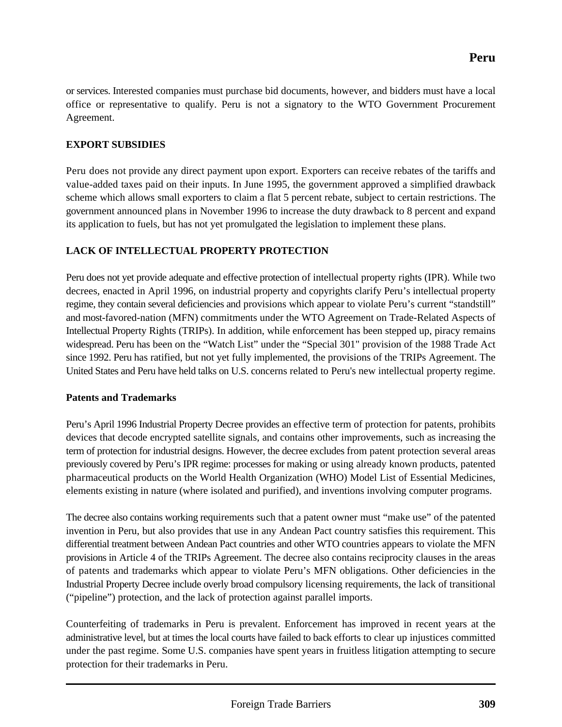or services. Interested companies must purchase bid documents, however, and bidders must have a local office or representative to qualify. Peru is not a signatory to the WTO Government Procurement Agreement.

## EXPORT SUBSIDIES

Peru does not provide any direct payment upon export. Exporters can receive rebates of the tariffs and value-added taxes paid on their inputs. In June 1995, the government approved a simplified drawback scheme which allows small exporters to claim a flat 5 percent rebate, subject to certain restrictions. The government announced plans in November 1996 to increase the duty drawback to 8 percent and expand its application to fuels, but has not yet promulgated the legislation to implement these plans.

## LACK OF INTELLECTUAL PROPERTY PROTECTION

Peru does not yet provide adequate and effective protection of intellectual property rights (IPR). While two decrees, enacted in April 1996, on industrial property and copyrights clarify Peru's intellectual property regime, they contain several deficiencies and provisions which appear to violate Peru's current "standstill" and most-favored-nation (MFN) commitments under the WTO Agreement on Trade-Related Aspects of Intellectual Property Rights (TRIPs). In addition, while enforcement has been stepped up, piracy remains widespread. Peru has been on the "Watch List" under the "Special 301" provision of the 1988 Trade Act since 1992. Peru has ratified, but not yet fully implemented, the provisions of the TRIPs Agreement. The United States and Peru have held talks on U.S. concerns related to Peru's new intellectual property regime.

### Patents and Trademarks

Peru's April 1996 Industrial Property Decree provides an effective term of protection for patents, prohibits devices that decode encrypted satellite signals, and contains other improvements, such as increasing the term of protection for industrial designs. However, the decree excludes from patent protection several areas previously covered by Peru's IPR regime: processes for making or using already known products, patented pharmaceutical products on the World Health Organization (WHO) Model List of Essential Medicines, elements existing in nature (where isolated and purified), and inventions involving computer programs.

The decree also contains working requirements such that a patent owner must "make use" of the patented invention in Peru, but also provides that use in any Andean Pact country satisfies this requirement. This differential treatment between Andean Pact countries and other WTO countries appears to violate the MFN provisions in Article 4 of the TRIPs Agreement. The decree also contains reciprocity clauses in the areas of patents and trademarks which appear to violate Peru's MFN obligations. Other deficiencies in the Industrial Property Decree include overly broad compulsory licensing requirements, the lack of transitional ("pipeline") protection, and the lack of protection against parallel imports.

Counterfeiting of trademarks in Peru is prevalent. Enforcement has improved in recent years at the administrative level, but at times the local courts have failed to back efforts to clear up injustices committed under the past regime. Some U.S. companies have spent years in fruitless litigation attempting to secure protection for their trademarks in Peru.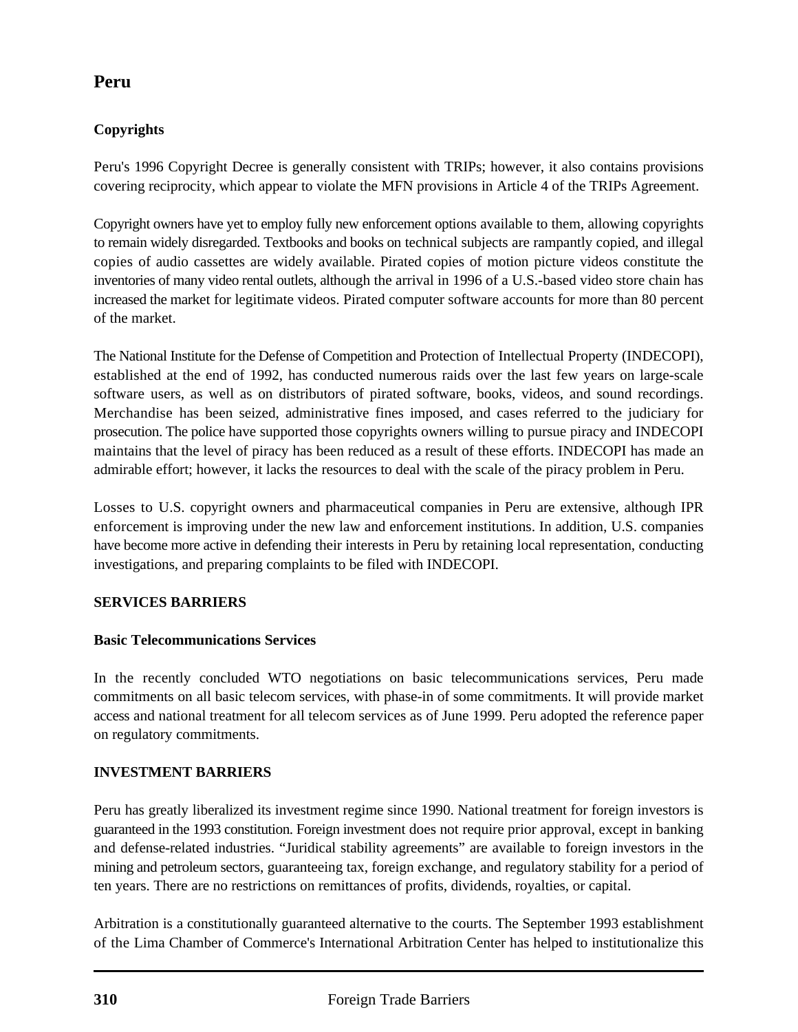## Peru

### Copyrights

Peru's 1996 Copyright Decree is generally consistent with TRIPs; however, it also contains provisions covering reciprocity, which appear to violate the MFN provisions in Article 4 of the TRIPs Agreement.

Copyright owners have yet to employ fully new enforcement options available to them, allowing copyrights to remain widely disregarded. Textbooks and books on technical subjects are rampantly copied, and illegal copies of audio cassettes are widely available. Pirated copies of motion picture videos constitute the inventories of many video rental outlets, although the arrival in 1996 of a U.S.-based video store chain has increased the market for legitimate videos. Pirated computer software accounts for more than 80 percent of the market.

The National Institute for the Defense of Competition and Protection of Intellectual Property (INDECOPI), established at the end of 1992, has conducted numerous raids over the last few years on large-scale software users, as well as on distributors of pirated software, books, videos, and sound recordings. Merchandise has been seized, administrative fines imposed, and cases referred to the judiciary for prosecution. The police have supported those copyrights owners willing to pursue piracy and INDECOPI maintains that the level of piracy has been reduced as a result of these efforts. INDECOPI has made an admirable effort; however, it lacks the resources to deal with the scale of the piracy problem in Peru.

Losses to U.S. copyright owners and pharmaceutical companies in Peru are extensive, although IPR enforcement is improving under the new law and enforcement institutions. In addition, U.S. companies have become more active in defending their interests in Peru by retaining local representation, conducting investigations, and preparing complaints to be filed with INDECOPI.

### SERVICES BARRIERS

### Basic Telecommunications Services

In the recently concluded WTO negotiations on basic telecommunications services, Peru made commitments on all basic telecom services, with phase-in of some commitments. It will provide market access and national treatment for all telecom services as of June 1999. Peru adopted the reference paper on regulatory commitments.

### INVESTMENT BARRIERS

Peru has greatly liberalized its investment regime since 1990. National treatment for foreign investors is guaranteed in the 1993 constitution. Foreign investment does not require prior approval, except in banking and defense-related industries. "Juridical stability agreements" are available to foreign investors in the mining and petroleum sectors, guaranteeing tax, foreign exchange, and regulatory stability for a period of ten years. There are no restrictions on remittances of profits, dividends, royalties, or capital.

Arbitration is a constitutionally guaranteed alternative to the courts. The September 1993 establishment of the Lima Chamber of Commerce's International Arbitration Center has helped to institutionalize this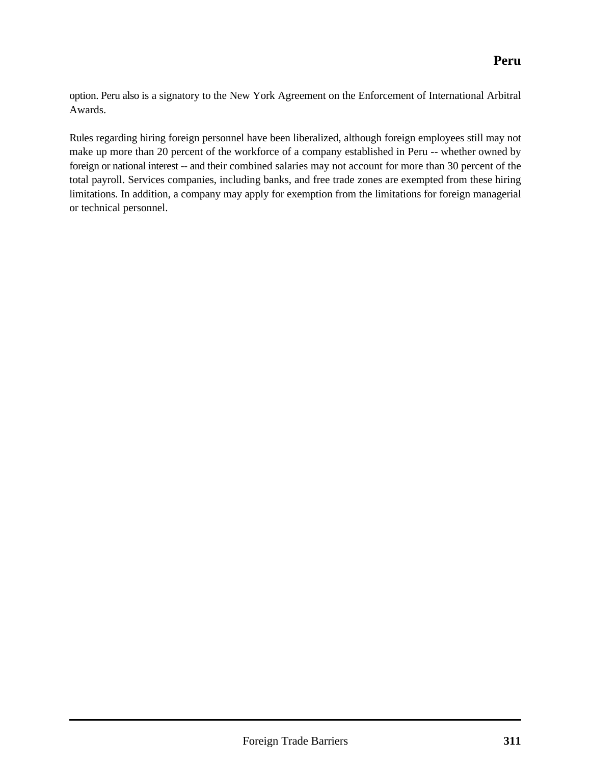option. Peru also is a signatory to the New York Agreement on the Enforcement of International Arbitral Awards.

Rules regarding hiring foreign personnel have been liberalized, although foreign employees still may not make up more than 20 percent of the workforce of a company established in Peru -- whether owned by foreign or national interest -- and their combined salaries may not account for more than 30 percent of the total payroll. Services companies, including banks, and free trade zones are exempted from these hiring limitations. In addition, a company may apply for exemption from the limitations for foreign managerial or technical personnel.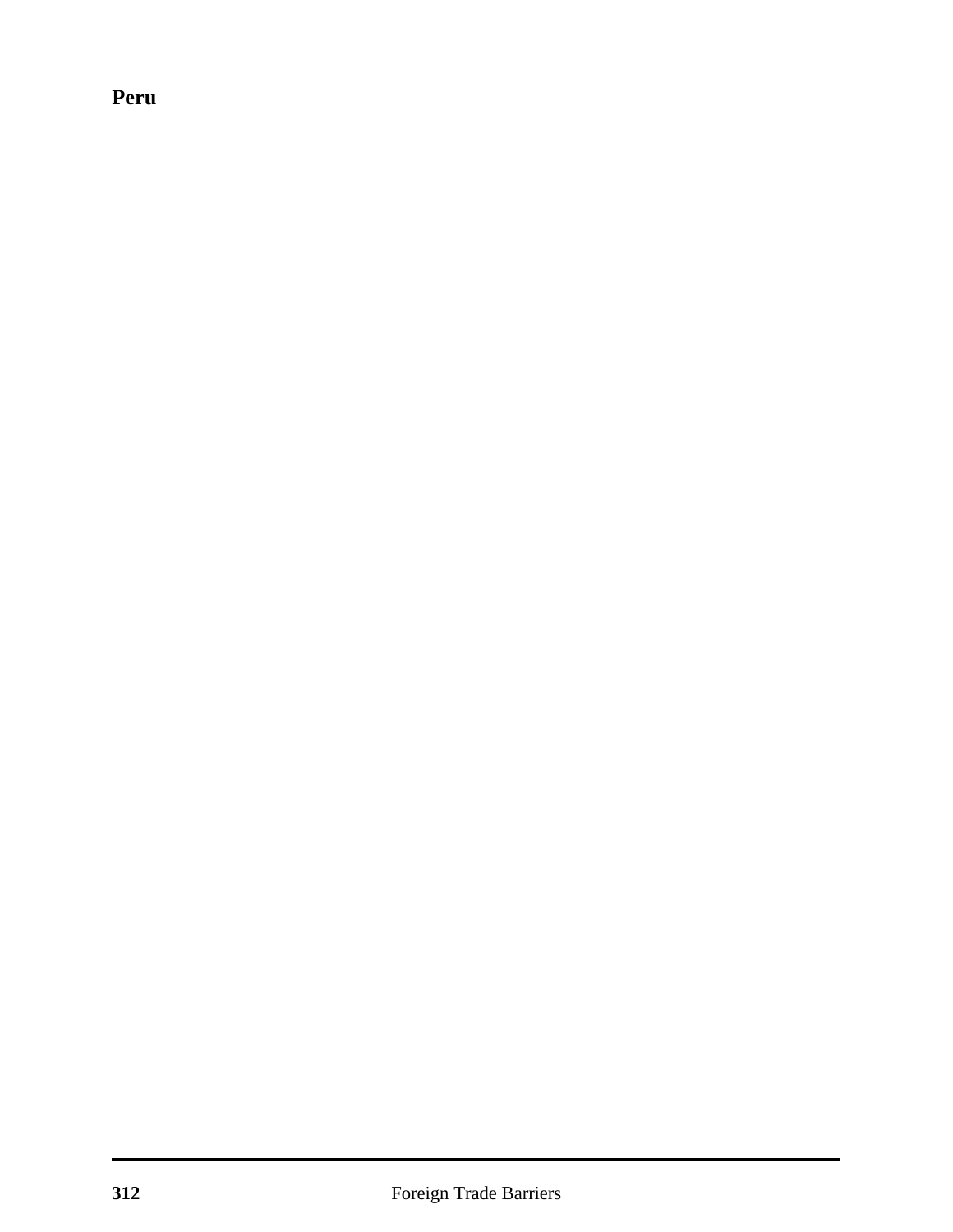**Peru**